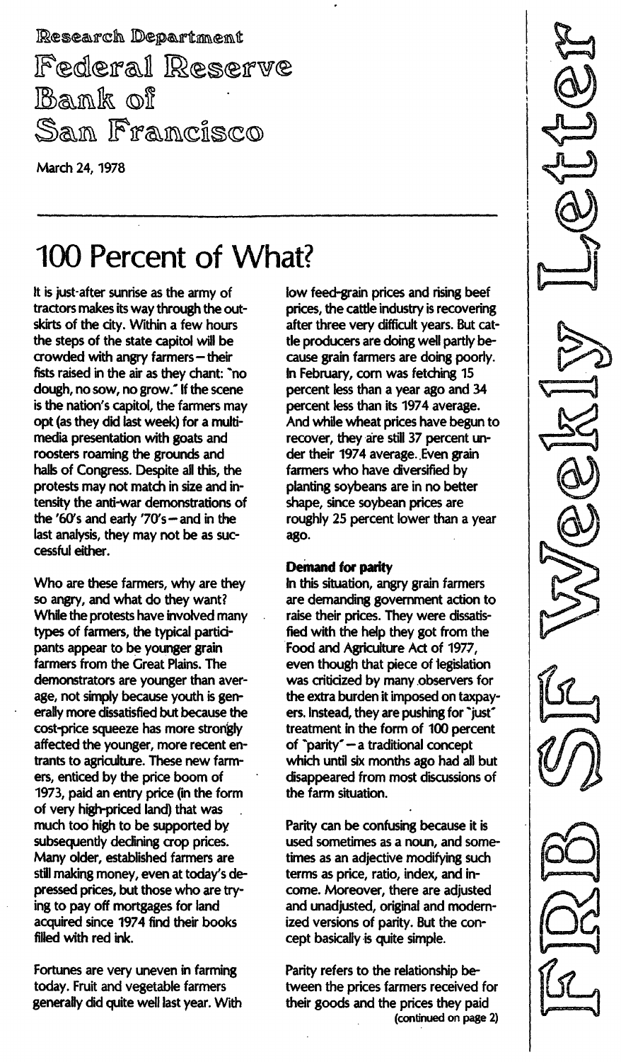Research Department
Federal Reserve Bank of San Francisco

March 24, 1978

# 100 Percent of What?

It is just after sunrise as the army of tractors makes its way through the outskirts of the city. Within a few hours the steps of the state capitol will be crowded with angry farmers—their fists raised in the air as they chant: "no dough, no sow, no grow." If the scene is the nation's capitol, the farmers may opt (as they did last week) for a multimedia presentation with goats and roosters roaming the grounds and halls of Congress. Despite all this, the protests may not match in size and intensity the anti-war demonstrations of the '60's and early '70's—and in the last analysis, they may not be as successful either.

Who are these farmers, why are they so angry, and what do they want? While the protests have involved many types of farmers, the typical participants appear to be younger grain farmers from the Great Plains. The demonstrators are younger than average, not simply because youth is generally more dissatisfied but because the cost-price squeeze has more strongly affected the younger, more recent entrants to agriculture. These new farmers, enticed by the price boom of 1973, paid an entry price (in the form of very high-priced land) that was much too high to be supported by subsequently declining crop prices. Many older, established farmers are still making money, even at today's depressed prices, but those who are trying to pay off mortgages for land acquired since 1974 find their books filled with red ink.

Fortunes are very uneven in farming today. Fruit and vegetable farmers generally did quite well last year. With low feed-grain prices and rising beef prices, the cattle industry is recovering after three very difficult years. But cattle producers are doing well partly because grain farmers are doing poorly. In February, corn was fetching 15 percent less than a year ago and 34 percent less than its 1974 average. And while wheat prices have begun to recover, they are still 37 percent under their 1974 average. Even grain farmers who have diversified by planting soybeans are in no better shape, since soybean prices are roughly 25 percent lower than a year ago.

**Demand for parity**

In this situation, angry grain farmers are demanding government action to raise their prices. They were dissatisfied with the help they got from the Food and Agriculture Act of 1977, even though that piece of legislation was criticized by many observers for the extra burden it imposed on taxpayers. Instead, they are pushing for "just" treatment in the form of 100 percent of "parity"—a traditional concept which until six months ago had all but disappeared from most discussions of the farm situation.

Parity can be confusing because it is used sometimes as a noun, and sometimes as an adjective modifying such terms as price, ratio, index, and income. Moreover, there are adjusted and unadjusted, original and modernized versions of parity. But the concept basically is quite simple.

Parity refers to the relationship between the prices farmers received for their goods and the prices they paid

(continued on page 2)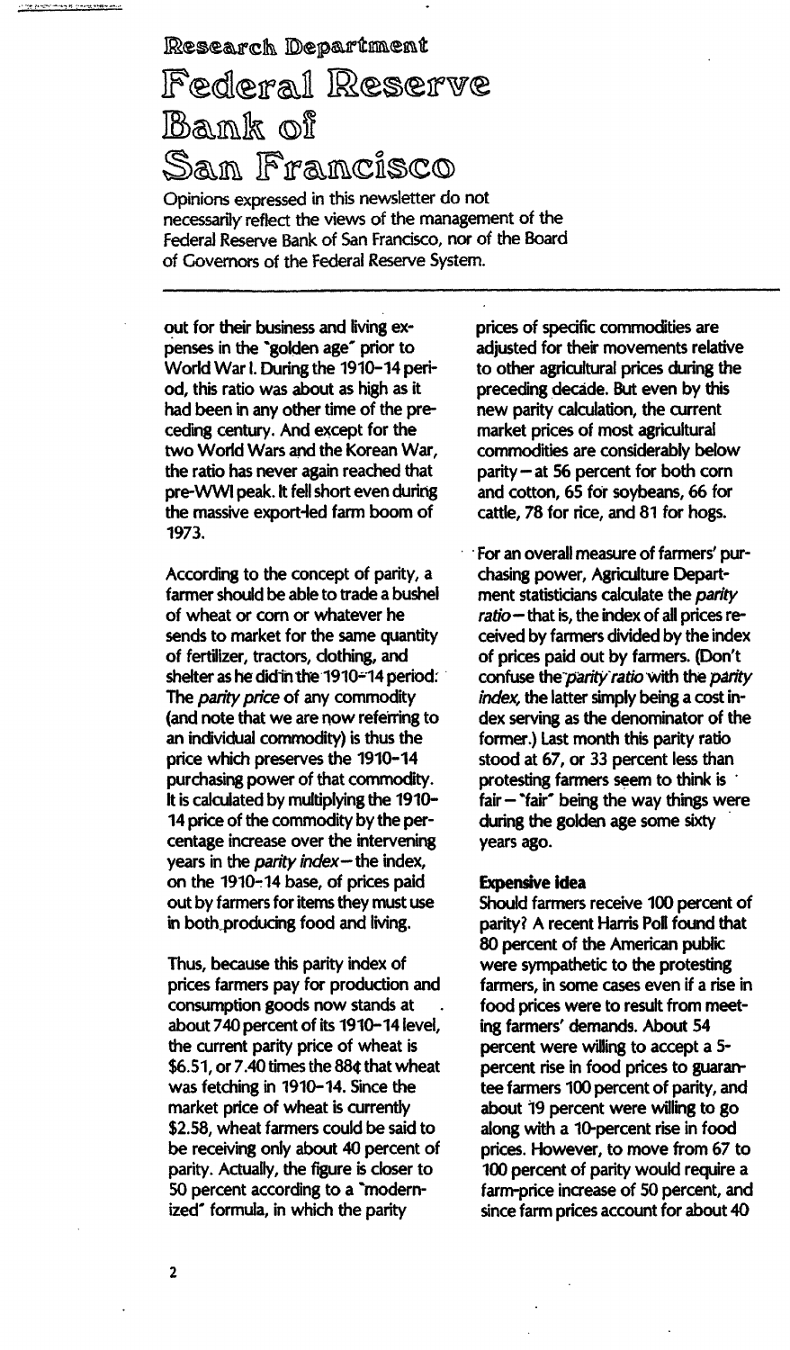out for their business and living expenses in the "golden age" prior to World War I. During the 1910-14 period, this ratio was about as high as it had been in any other time of the preceding century. And except for the two World Wars and the Korean War, the ratio has never again reached that pre-WWI peak. It fell short even during the massive export-led farm boom of 1973.

According to the concept of parity, a farmer should be able to trade a bushel of wheat or corn or whatever he sends to market for the same quantity of fertilizer, tractors, clothing, and shelter as he did in the 1910-14 period. The *parity price* of any commodity (and note that we are now referring to an individual commodity) is thus the price which preserves the 1910-14 purchasing power of that commodity. It is calculated by multiplying the 1910-14 price of the commodity by the percentage increase over the intervening years in the *parity index*—the index, on the 1910-14 base, of prices paid out by farmers for items they must use in both producing food and living.

Thus, because this parity index of prices farmers pay for production and consumption goods now stands at about 740 percent of its 1910-14 level, the current parity price of wheat is \$6.51, or 7.40 times the 88¢ that wheat was fetching in 1910-14. Since the market price of wheat is currently \$2.58, wheat farmers could be said to be receiving only about 40 percent of parity. Actually, the figure is closer to 50 percent according to a "modernized" formula, in which the parity prices of specific commodities are adjusted for their movements relative to other agricultural prices during the preceding decade. But even by this new parity calculation, the current market prices of most agricultural commodities are considerably below parity—at 56 percent for both corn and cotton, 65 for soybeans, 66 for cattle, 78 for rice, and 81 for hogs.

For an overall measure of farmers' purchasing power, Agriculture Department statisticians calculate the *parity ratio*—that is, the index of all prices received by farmers divided by the index of prices paid out by farmers. (Don't confuse the *parity ratio* with the *parity index*, the latter simply being a cost index serving as the denominator of the former.) Last month this parity ratio stood at 67, or 33 percent less than protesting farmers seem to think is fair—"fair" being the way things were during the golden age some sixty years ago.

**Expensive idea**

Should farmers receive 100 percent of parity? A recent Harris Poll found that 80 percent of the American public were sympathetic to the protesting farmers, in some cases even if a rise in food prices were to result from meeting farmers' demands. About 54 percent were willing to accept a 5-percent rise in food prices to guarantee farmers 100 percent of parity, and about 19 percent were willing to go along with a 10-percent rise in food prices. However, to move from 67 to 100 percent of parity would require a farm-price increase of 50 percent, and since farm prices account for about 40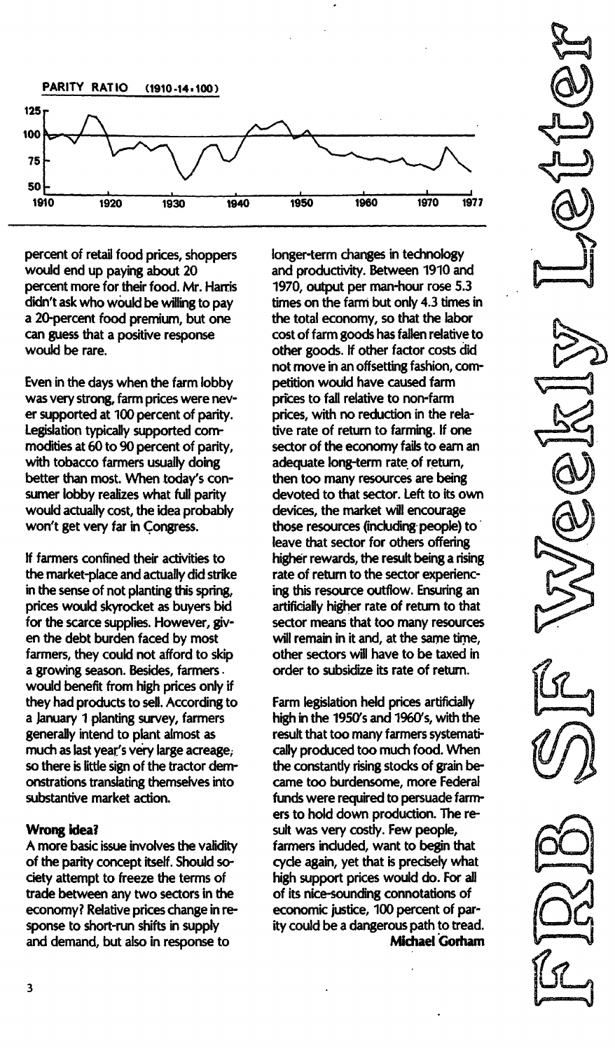PARITY RATIO (1910-14=100)

percent of retail food prices, shoppers would end up paying about 20 percent more for their food. Mr. Harris didn't ask who would be willing to pay a 20-percent food premium, but one can guess that a positive response would be rare.

Even in the days when the farm lobby was very strong, farm prices were never supported at 100 percent of parity. Legislation typically supported commodities at 60 to 90 percent of parity, with tobacco farmers usually doing better than most. When today's consumer lobby realizes what full parity would actually cost, the idea probably won't get very far in Congress.

If farmers confined their activities to the market-place and actually did strike in the sense of not planting this spring, prices would skyrocket as buyers bid for the scarce supplies. However, given the debt burden faced by most farmers, they could not afford to skip a growing season. Besides, farmers would benefit from high prices only if they had products to sell. According to a January 1 planting survey, farmers generally intend to plant almost as much as last year's very large acreage, so there is little sign of the tractor demonstrations translating themselves into substantive market action.

**Wrong idea?**

A more basic issue involves the validity of the parity concept itself. Should society attempt to freeze the terms of trade between any two sectors in the economy? Relative prices change in response to short-run shifts in supply and demand, but also in response to longer-term changes in technology and productivity. Between 1910 and 1970, output per man-hour rose 5.3 times on the farm but only 4.3 times in the total economy, so that the labor cost of farm goods has fallen relative to other goods. If other factor costs did not move in an offsetting fashion, competition would have caused farm prices to fall relative to non-farm prices, with no reduction in the relative rate of return to farming. If one sector of the economy fails to earn an adequate long-term rate of return, then too many resources are being devoted to that sector. Left to its own devices, the market will encourage those resources (including people) to leave that sector for others offering higher rewards, the result being a rising rate of return to the sector experiencing this resource outflow. Ensuring an artificially higher rate of return to that sector means that too many resources will remain in it and, at the same time, other sectors will have to be taxed in order to subsidize its rate of return.

Farm legislation held prices artificially high in the 1950's and 1960's, with the result that too many farmers systematically produced too much food. When the constantly rising stocks of grain became too burdensome, more Federal funds were required to persuade farmers to hold down production. The result was very costly. Few people, farmers included, want to begin that cycle again, yet that is precisely what high support prices would do. For all of its nice-sounding connotations of economic justice, 100 percent of parity could be a dangerous path to tread.

**Michael Gorham**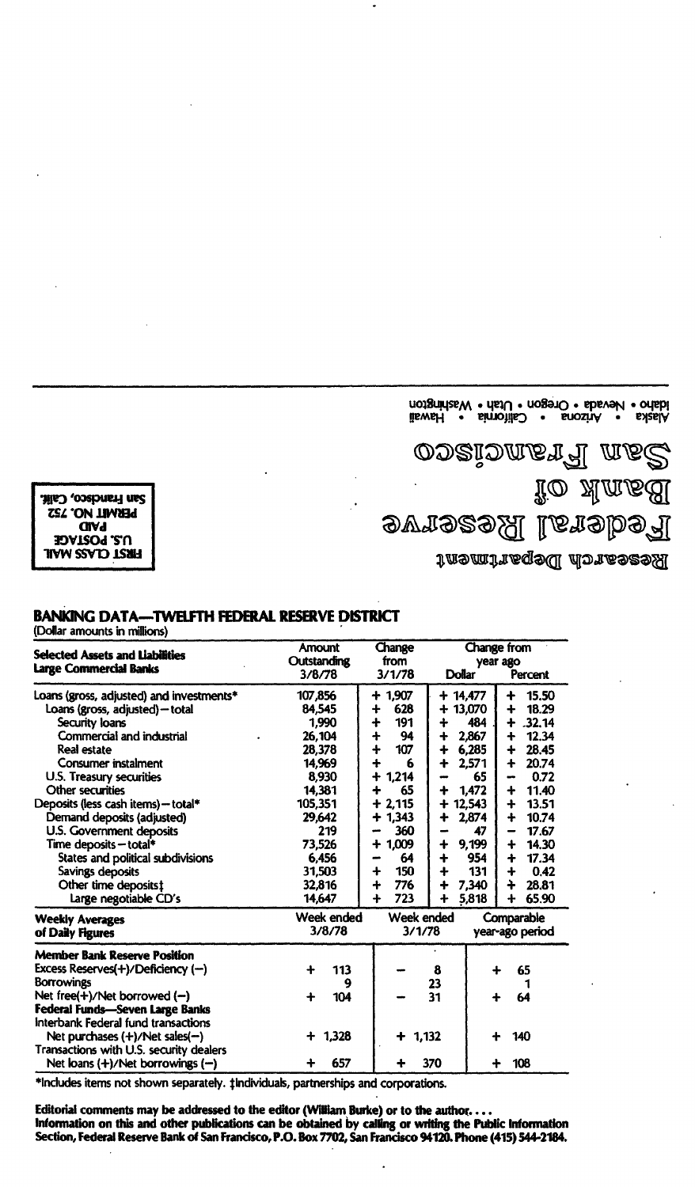Research Department

Federal Reserve

Bank of

San Francisco

Alaska • Arizona • California • Hawaii
Idaho • Nevada • Oregon • Utah • Washington

FIRST CLASS MAIL
U.S. POSTAGE
PAID
PERMIT NO. 752
San Francisco, Calif.

## BANKING DATA—TWELFTH FEDERAL RESERVE DISTRICT

(Dollar amounts in millions)

| Selected Assets and Liabilities Large Commercial Banks | Amount Outstanding 3/8/78 | Change from 3/1/78 | Change from year ago Dollar | Percent |
|---|---|---|---|---|
| Loans (gross, adjusted) and investments* | 107,856 | + 1,907 | + 14,477 | + 15.50 |
| Loans (gross, adjusted)—total | 84,545 | + 628 | + 13,070 | + 18.29 |
| Security loans | 1,990 | + 191 | + 484 | + 32.14 |
| Commercial and industrial | 26,104 | + 94 | + 2,867 | + 12.34 |
| Real estate | 28,378 | + 107 | + 6,285 | + 28.45 |
| Consumer instalment | 14,969 | + 6 | + 2,571 | + 20.74 |
| U.S. Treasury securities | 8,930 | + 1,214 | − 65 | − 0.72 |
| Other securities | 14,381 | + 65 | + 1,472 | + 11.40 |
| Deposits (less cash items)—total* | 105,351 | + 2,115 | + 12,543 | + 13.51 |
| Demand deposits (adjusted) | 29,642 | + 1,343 | + 2,874 | + 10.74 |
| U.S. Government deposits | 219 | − 360 | − 47 | − 17.67 |
| Time deposits—total* | 73,526 | + 1,009 | + 9,199 | + 14.30 |
| States and political subdivisions | 6,456 | − 64 | + 954 | + 17.34 |
| Savings deposits | 31,503 | + 150 | + 131 | + 0.42 |
| Other time deposits‡ | 32,816 | + 776 | + 7,340 | + 28.81 |
| Large negotiable CD's | 14,647 | + 723 | + 5,818 | + 65.90 |

| Weekly Averages of Daily Figures | Week ended 3/8/78 | Week ended 3/1/78 | Comparable year-ago period |
|---|---|---|---|
| **Member Bank Reserve Position** | | | |
| Excess Reserves(+)/Deficiency (−) | + 113 | − 8 | + 65 |
| Borrowings | 9 | 23 | 1 |
| Net free(+)/Net borrowed (−) | + 104 | − 31 | + 64 |
| **Federal Funds—Seven Large Banks** | | | |
| Interbank Federal fund transactions | | | |
| Net purchases (+)/Net sales(−) | + 1,328 | + 1,132 | + 140 |
| Transactions with U.S. security dealers | | | |
| Net loans (+)/Net borrowings (−) | + 657 | + 370 | + 108 |

*Includes items not shown separately. ‡Individuals, partnerships and corporations.

**Editorial comments may be addressed to the editor (William Burke) or to the author....**
**Information on this and other publications can be obtained by calling or writing the Public Information Section, Federal Reserve Bank of San Francisco, P.O. Box 7702, San Francisco 94120. Phone (415) 544-2184.**